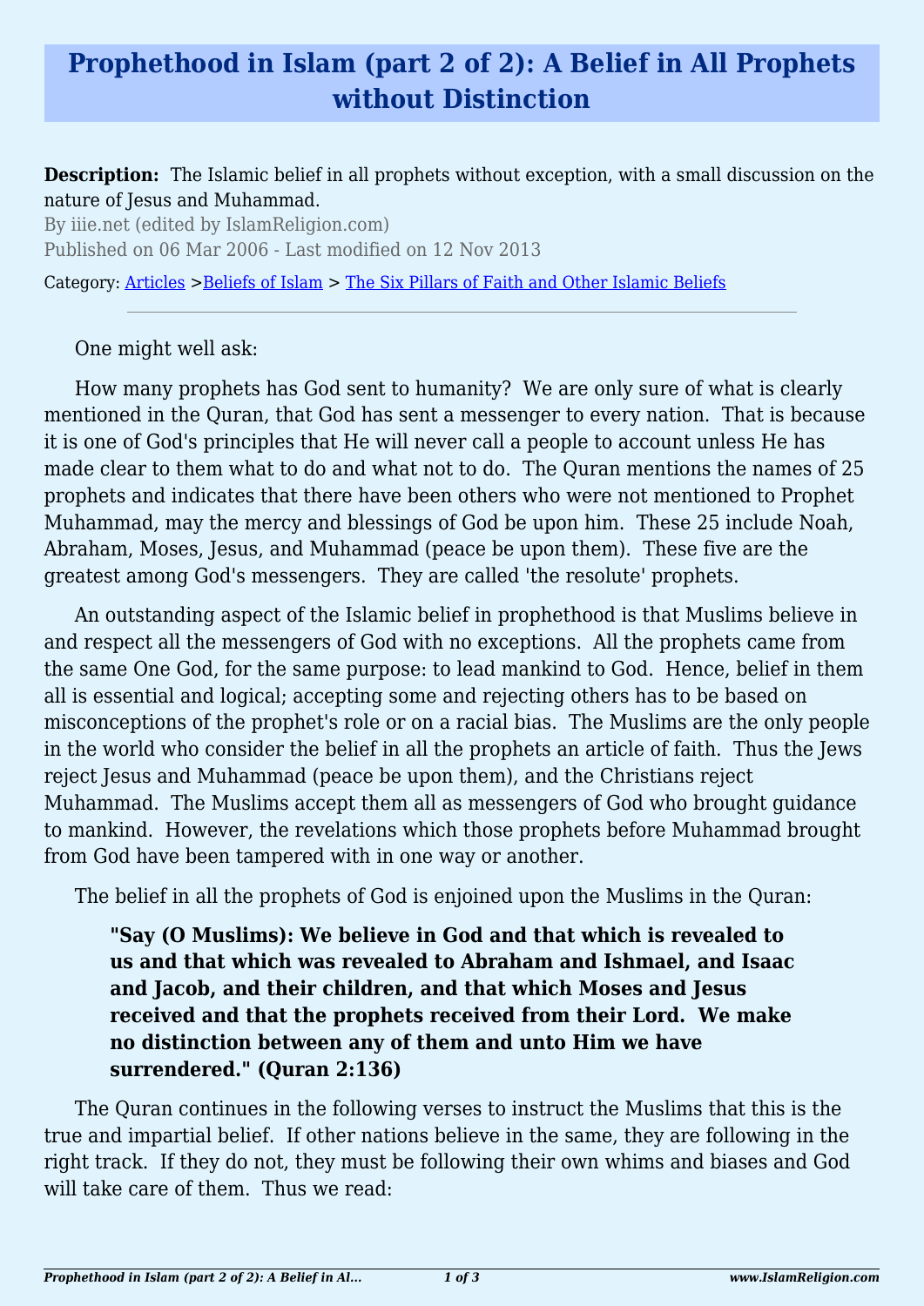# Prophethood in Islam (part 2 of 2): A Belief in All Prophets without Distinction

**Description:** The Islamic belief in all prophets without exception, with a small discussion on the nature of Jesus and Muhammad.

By iiie.net (edited by IslamReligion.com)

Published on 06 Mar 2006 - Last modified on 12 Nov 2013

Category: Articles >Beliefs of Islam > The Six Pillars of Faith and Other Islamic Beliefs

---

One might well ask:

How many prophets has God sent to humanity? We are only sure of what is clearly mentioned in the Quran, that God has sent a messenger to every nation. That is because it is one of God's principles that He will never call a people to account unless He has made clear to them what to do and what not to do. The Quran mentions the names of 25 prophets and indicates that there have been others who were not mentioned to Prophet Muhammad, may the mercy and blessings of God be upon him. These 25 include Noah, Abraham, Moses, Jesus, and Muhammad (peace be upon them). These five are the greatest among God's messengers. They are called 'the resolute' prophets.

An outstanding aspect of the Islamic belief in prophethood is that Muslims believe in and respect all the messengers of God with no exceptions. All the prophets came from the same One God, for the same purpose: to lead mankind to God. Hence, belief in them all is essential and logical; accepting some and rejecting others has to be based on misconceptions of the prophet's role or on a racial bias. The Muslims are the only people in the world who consider the belief in all the prophets an article of faith. Thus the Jews reject Jesus and Muhammad (peace be upon them), and the Christians reject Muhammad. The Muslims accept them all as messengers of God who brought guidance to mankind. However, the revelations which those prophets before Muhammad brought from God have been tampered with in one way or another.

The belief in all the prophets of God is enjoined upon the Muslims in the Quran:

> **"Say (O Muslims): We believe in God and that which is revealed to us and that which was revealed to Abraham and Ishmael, and Isaac and Jacob, and their children, and that which Moses and Jesus received and that the prophets received from their Lord. We make no distinction between any of them and unto Him we have surrendered." (Quran 2:136)**

The Quran continues in the following verses to instruct the Muslims that this is the true and impartial belief. If other nations believe in the same, they are following in the right track. If they do not, they must be following their own whims and biases and God will take care of them. Thus we read: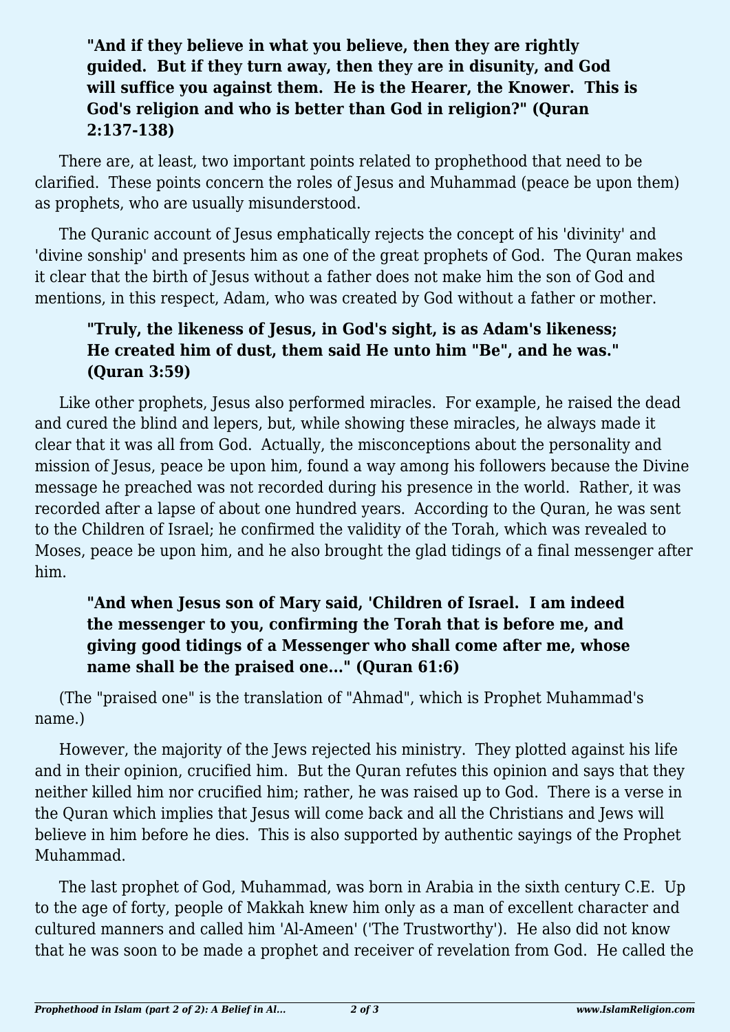> **"And if they believe in what you believe, then they are rightly guided. But if they turn away, then they are in disunity, and God will suffice you against them. He is the Hearer, the Knower. This is God's religion and who is better than God in religion?" (Quran 2:137-138)**

There are, at least, two important points related to prophethood that need to be clarified. These points concern the roles of Jesus and Muhammad (peace be upon them) as prophets, who are usually misunderstood.

The Quranic account of Jesus emphatically rejects the concept of his 'divinity' and 'divine sonship' and presents him as one of the great prophets of God. The Quran makes it clear that the birth of Jesus without a father does not make him the son of God and mentions, in this respect, Adam, who was created by God without a father or mother.

> **"Truly, the likeness of Jesus, in God's sight, is as Adam's likeness; He created him of dust, them said He unto him "Be", and he was." (Quran 3:59)**

Like other prophets, Jesus also performed miracles. For example, he raised the dead and cured the blind and lepers, but, while showing these miracles, he always made it clear that it was all from God. Actually, the misconceptions about the personality and mission of Jesus, peace be upon him, found a way among his followers because the Divine message he preached was not recorded during his presence in the world. Rather, it was recorded after a lapse of about one hundred years. According to the Quran, he was sent to the Children of Israel; he confirmed the validity of the Torah, which was revealed to Moses, peace be upon him, and he also brought the glad tidings of a final messenger after him.

> **"And when Jesus son of Mary said, 'Children of Israel. I am indeed the messenger to you, confirming the Torah that is before me, and giving good tidings of a Messenger who shall come after me, whose name shall be the praised one..." (Quran 61:6)**

(The "praised one" is the translation of "Ahmad", which is Prophet Muhammad's name.)

However, the majority of the Jews rejected his ministry. They plotted against his life and in their opinion, crucified him. But the Quran refutes this opinion and says that they neither killed him nor crucified him; rather, he was raised up to God. There is a verse in the Quran which implies that Jesus will come back and all the Christians and Jews will believe in him before he dies. This is also supported by authentic sayings of the Prophet Muhammad.

The last prophet of God, Muhammad, was born in Arabia in the sixth century C.E. Up to the age of forty, people of Makkah knew him only as a man of excellent character and cultured manners and called him 'Al-Ameen' ('The Trustworthy'). He also did not know that he was soon to be made a prophet and receiver of revelation from God. He called the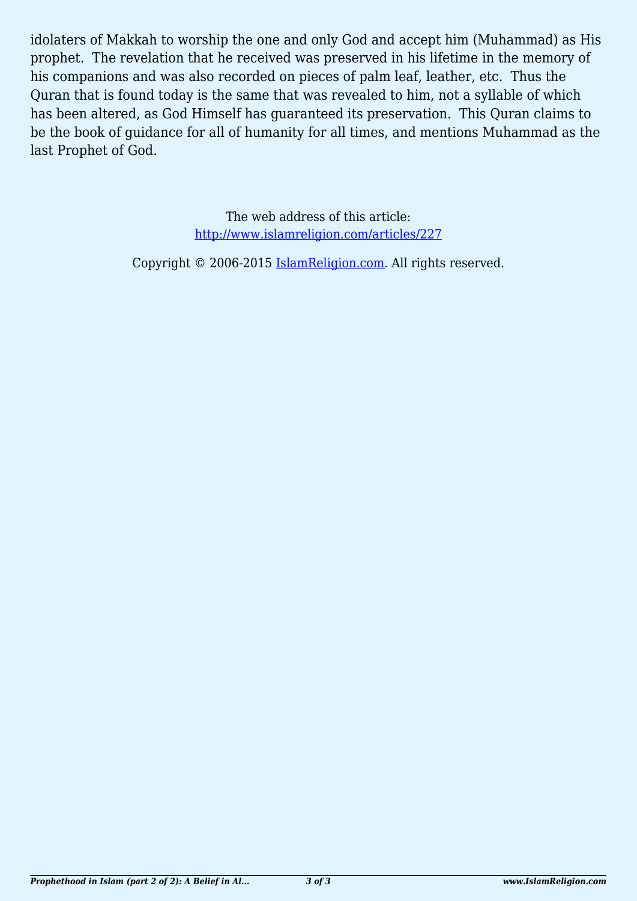idolaters of Makkah to worship the one and only God and accept him (Muhammad) as His prophet. The revelation that he received was preserved in his lifetime in the memory of his companions and was also recorded on pieces of palm leaf, leather, etc. Thus the Quran that is found today is the same that was revealed to him, not a syllable of which has been altered, as God Himself has guaranteed its preservation. This Quran claims to be the book of guidance for all of humanity for all times, and mentions Muhammad as the last Prophet of God.

The web address of this article:
[http://www.islamreligion.com/articles/227](http://www.islamreligion.com/articles/227)

Copyright © 2006-2015 [IslamReligion.com](http://www.islamreligion.com). All rights reserved.